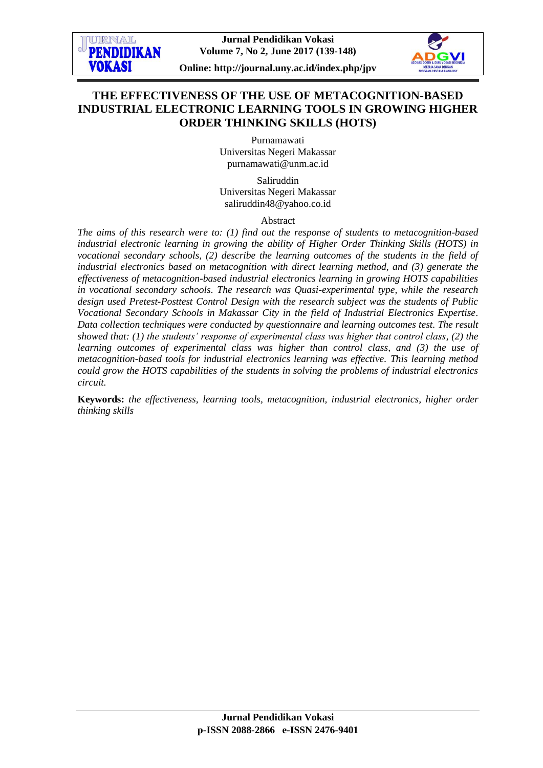# THE EFFECTIVENESS OF THE USE OF METACOGNITION-BASED INDUSTRIAL ELECTRONIC LEARNING TOOLS IN GROWING HIGHER ORDER THINKING SKILLS (HOTS)

Purnamawati
Universitas Negeri Makassar
purnamawati@unm.ac.id

Saliruddin
Universitas Negeri Makassar
saliruddin48@yahoo.co.id

Abstract

*The aims of this research were to: (1) find out the response of students to metacognition-based industrial electronic learning in growing the ability of Higher Order Thinking Skills (HOTS) in vocational secondary schools, (2) describe the learning outcomes of the students in the field of industrial electronics based on metacognition with direct learning method, and (3) generate the effectiveness of metacognition-based industrial electronics learning in growing HOTS capabilities in vocational secondary schools. The research was Quasi-experimental type, while the research design used Pretest-Posttest Control Design with the research subject was the students of Public Vocational Secondary Schools in Makassar City in the field of Industrial Electronics Expertise. Data collection techniques were conducted by questionnaire and learning outcomes test. The result showed that: (1) the students' response of experimental class was higher that control class, (2) the learning outcomes of experimental class was higher than control class, and (3) the use of metacognition-based tools for industrial electronics learning was effective. This learning method could grow the HOTS capabilities of the students in solving the problems of industrial electronics circuit.*

**Keywords:** *the effectiveness, learning tools, metacognition, industrial electronics, higher order thinking skills*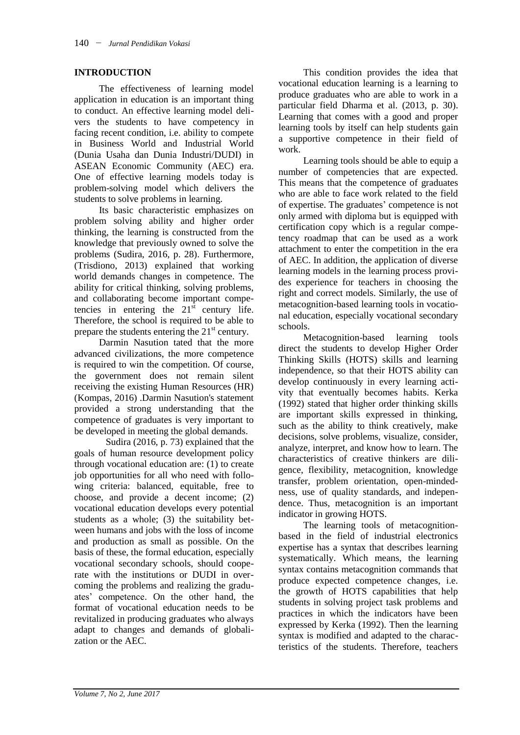## INTRODUCTION

The effectiveness of learning model application in education is an important thing to conduct. An effective learning model delivers the students to have competency in facing recent condition, i.e. ability to compete in Business World and Industrial World (Dunia Usaha dan Dunia Industri/DUDI) in ASEAN Economic Community (AEC) era. One of effective learning models today is problem-solving model which delivers the students to solve problems in learning.

Its basic characteristic emphasizes on problem solving ability and higher order thinking, the learning is constructed from the knowledge that previously owned to solve the problems (Sudira, 2016, p. 28). Furthermore, (Trisdiono, 2013) explained that working world demands changes in competence. The ability for critical thinking, solving problems, and collaborating become important competencies in entering the $21^{st}$ century life. Therefore, the school is required to be able to prepare the students entering the $21^{st}$ century.

Darmin Nasution tated that the more advanced civilizations, the more competence is required to win the competition. Of course, the government does not remain silent receiving the existing Human Resources (HR) (Kompas, 2016) .Darmin Nasution's statement provided a strong understanding that the competence of graduates is very important to be developed in meeting the global demands.

Sudira (2016, p. 73) explained that the goals of human resource development policy through vocational education are: (1) to create job opportunities for all who need with following criteria: balanced, equitable, free to choose, and provide a decent income; (2) vocational education develops every potential students as a whole; (3) the suitability between humans and jobs with the loss of income and production as small as possible. On the basis of these, the formal education, especially vocational secondary schools, should cooperate with the institutions or DUDI in overcoming the problems and realizing the graduates' competence. On the other hand, the format of vocational education needs to be revitalized in producing graduates who always adapt to changes and demands of globalization or the AEC.

This condition provides the idea that vocational education learning is a learning to produce graduates who are able to work in a particular field Dharma et al. (2013, p. 30). Learning that comes with a good and proper learning tools by itself can help students gain a supportive competence in their field of work.

Learning tools should be able to equip a number of competencies that are expected. This means that the competence of graduates who are able to face work related to the field of expertise. The graduates' competence is not only armed with diploma but is equipped with certification copy which is a regular competency roadmap that can be used as a work attachment to enter the competition in the era of AEC. In addition, the application of diverse learning models in the learning process provides experience for teachers in choosing the right and correct models. Similarly, the use of metacognition-based learning tools in vocational education, especially vocational secondary schools.

Metacognition-based learning tools direct the students to develop Higher Order Thinking Skills (HOTS) skills and learning independence, so that their HOTS ability can develop continuously in every learning activity that eventually becomes habits. Kerka (1992) stated that higher order thinking skills are important skills expressed in thinking, such as the ability to think creatively, make decisions, solve problems, visualize, consider, analyze, interpret, and know how to learn. The characteristics of creative thinkers are diligence, flexibility, metacognition, knowledge transfer, problem orientation, open-mindedness, use of quality standards, and independence. Thus, metacognition is an important indicator in growing HOTS.

The learning tools of metacognition-based in the field of industrial electronics expertise has a syntax that describes learning systematically. Which means, the learning syntax contains metacognition commands that produce expected competence changes, i.e. the growth of HOTS capabilities that help students in solving project task problems and practices in which the indicators have been expressed by Kerka (1992). Then the learning syntax is modified and adapted to the characteristics of the students. Therefore, teachers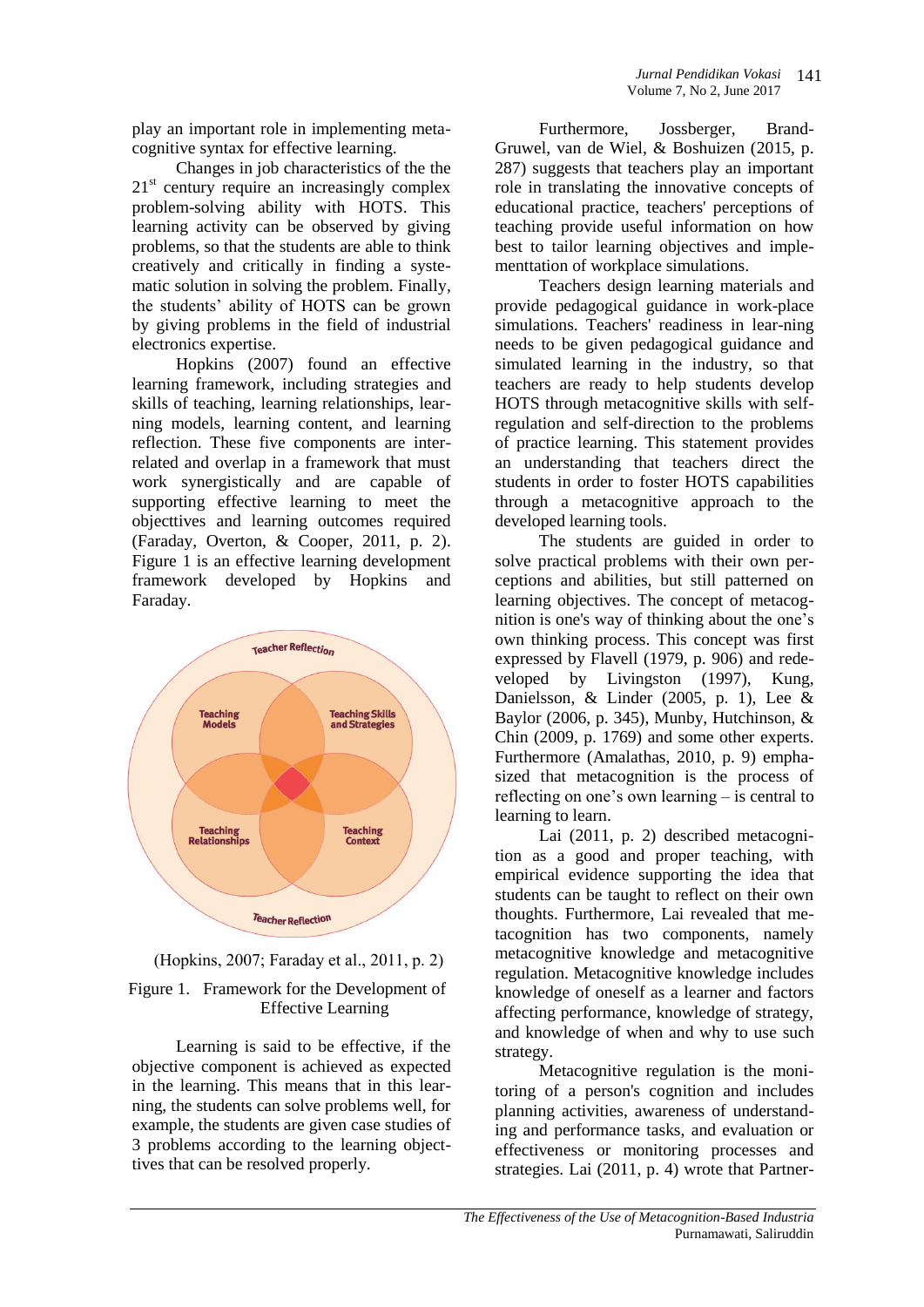play an important role in implementing metacognitive syntax for effective learning.

Changes in job characteristics of the the $21^{st}$ century require an increasingly complex problem-solving ability with HOTS. This learning activity can be observed by giving problems, so that the students are able to think creatively and critically in finding a systematic solution in solving the problem. Finally, the students' ability of HOTS can be grown by giving problems in the field of industrial electronics expertise.

Hopkins (2007) found an effective learning framework, including strategies and skills of teaching, learning relationships, learning models, learning content, and learning reflection. These five components are interrelated and overlap in a framework that must work synergistically and are capable of supporting effective learning to meet the objecttives and learning outcomes required (Faraday, Overton, & Cooper, 2011, p. 2). Figure 1 is an effective learning development framework developed by Hopkins and Faraday.

Teacher Reflection

Teaching Models

Teaching Skills and Strategies

Teaching Relationships

Teaching Context

Teacher Reflection

(Hopkins, 2007; Faraday et al., 2011, p. 2)

Figure 1. Framework for the Development of Effective Learning

Learning is said to be effective, if the objective component is achieved as expected in the learning. This means that in this learning, the students can solve problems well, for example, the students are given case studies of 3 problems according to the learning objecttives that can be resolved properly.

Furthermore, Jossberger, Brand-Gruwel, van de Wiel, & Boshuizen (2015, p. 287) suggests that teachers play an important role in translating the innovative concepts of educational practice, teachers' perceptions of teaching provide useful information on how best to tailor learning objectives and implementtation of workplace simulations.

Teachers design learning materials and provide pedagogical guidance in work-place simulations. Teachers' readiness in learning needs to be given pedagogical guidance and simulated learning in the industry, so that teachers are ready to help students develop HOTS through metacognitive skills with self-regulation and self-direction to the problems of practice learning. This statement provides an understanding that teachers direct the students in order to foster HOTS capabilities through a metacognitive approach to the developed learning tools.

The students are guided in order to solve practical problems with their own perceptions and abilities, but still patterned on learning objectives. The concept of metacognition is one's way of thinking about the one's own thinking process. This concept was first expressed by Flavell (1979, p. 906) and redeveloped by Livingston (1997), Kung, Danielsson, & Linder (2005, p. 1), Lee & Baylor (2006, p. 345), Munby, Hutchinson, & Chin (2009, p. 1769) and some other experts. Furthermore (Amalathas, 2010, p. 9) emphasized that metacognition is the process of reflecting on one's own learning – is central to learning to learn.

Lai (2011, p. 2) described metacognition as a good and proper teaching, with empirical evidence supporting the idea that students can be taught to reflect on their own thoughts. Furthermore, Lai revealed that metacognition has two components, namely metacognitive knowledge and metacognitive regulation. Metacognitive knowledge includes knowledge of oneself as a learner and factors affecting performance, knowledge of strategy, and knowledge of when and why to use such strategy.

Metacognitive regulation is the monitoring of a person's cognition and includes planning activities, awareness of understanding and performance tasks, and evaluation or effectiveness or monitoring processes and strategies. Lai (2011, p. 4) wrote that Partner-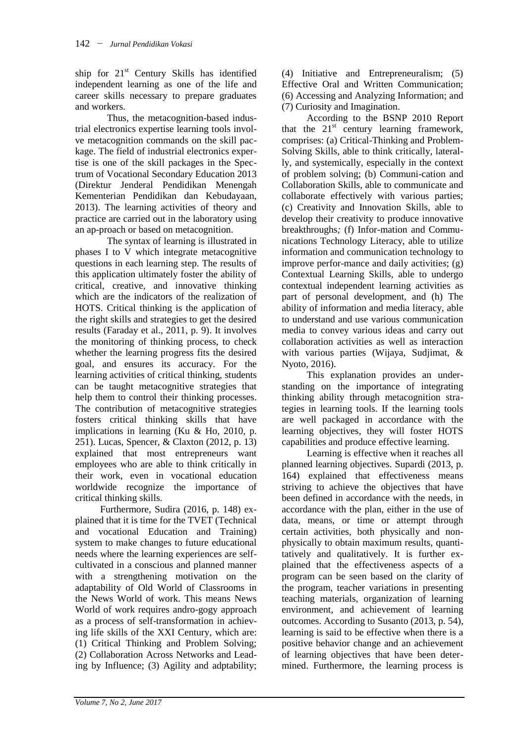ship for 21st Century Skills has identified independent learning as one of the life and career skills necessary to prepare graduates and workers.

Thus, the metacognition-based industrial electronics expertise learning tools involve metacognition commands on the skill package. The field of industrial electronics expertise is one of the skill packages in the Spectrum of Vocational Secondary Education 2013 (Direktur Jenderal Pendidikan Menengah Kementerian Pendidikan dan Kebudayaan, 2013). The learning activities of theory and practice are carried out in the laboratory using an ap-proach or based on metacognition.

The syntax of learning is illustrated in phases I to V which integrate metacognitive questions in each learning step. The results of this application ultimately foster the ability of critical, creative, and innovative thinking which are the indicators of the realization of HOTS. Critical thinking is the application of the right skills and strategies to get the desired results (Faraday et al., 2011, p. 9). It involves the monitoring of thinking process, to check whether the learning progress fits the desired goal, and ensures its accuracy. For the learning activities of critical thinking, students can be taught metacognitive strategies that help them to control their thinking processes. The contribution of metacognitive strategies fosters critical thinking skills that have implications in learning (Ku & Ho, 2010, p. 251). Lucas, Spencer, & Claxton (2012, p. 13) explained that most entrepreneurs want employees who are able to think critically in their work, even in vocational education worldwide recognize the importance of critical thinking skills.

Furthermore, Sudira (2016, p. 148) explained that it is time for the TVET (Technical and vocational Education and Training) system to make changes to future educational needs where the learning experiences are self-cultivated in a conscious and planned manner with a strengthening motivation on the adaptability of Old World of Classrooms in the News World of work. This means News World of work requires andro-gogy approach as a process of self-transformation in achieving life skills of the XXI Century, which are: (1) Critical Thinking and Problem Solving; (2) Collaboration Across Networks and Leading by Influence; (3) Agility and adptability; (4) Initiative and Entrepreneuralism; (5) Effective Oral and Written Communication; (6) Accessing and Analyzing Information; and (7) Curiosity and Imagination.

According to the BSNP 2010 Report that the 21st century learning framework, comprises: (a) Critical-Thinking and Problem-Solving Skills, able to think critically, laterally, and systemically, especially in the context of problem solving; (b) Communi-cation and Collaboration Skills, able to communicate and collaborate effectively with various parties; (c) Creativity and Innovation Skills, able to develop their creativity to produce innovative breakthroughs; (f) Infor-mation and Communications Technology Literacy, able to utilize information and communication technology to improve perfor-mance and daily activities; (g) Contextual Learning Skills, able to undergo contextual independent learning activities as part of personal development, and (h) The ability of information and media literacy, able to understand and use various communication media to convey various ideas and carry out collaboration activities as well as interaction with various parties (Wijaya, Sudjimat, & Nyoto, 2016).

This explanation provides an understanding on the importance of integrating thinking ability through metacognition strategies in learning tools. If the learning tools are well packaged in accordance with the learning objectives, they will foster HOTS capabilities and produce effective learning.

Learning is effective when it reaches all planned learning objectives. Supardi (2013, p. 164) explained that effectiveness means striving to achieve the objectives that have been defined in accordance with the needs, in accordance with the plan, either in the use of data, means, or time or attempt through certain activities, both physically and non-physically to obtain maximum results, quantitatively and qualitatively. It is further explained that the effectiveness aspects of a program can be seen based on the clarity of the program, teacher variations in presenting teaching materials, organization of learning environment, and achievement of learning outcomes. According to Susanto (2013, p. 54), learning is said to be effective when there is a positive behavior change and an achievement of learning objectives that have been determined. Furthermore, the learning process is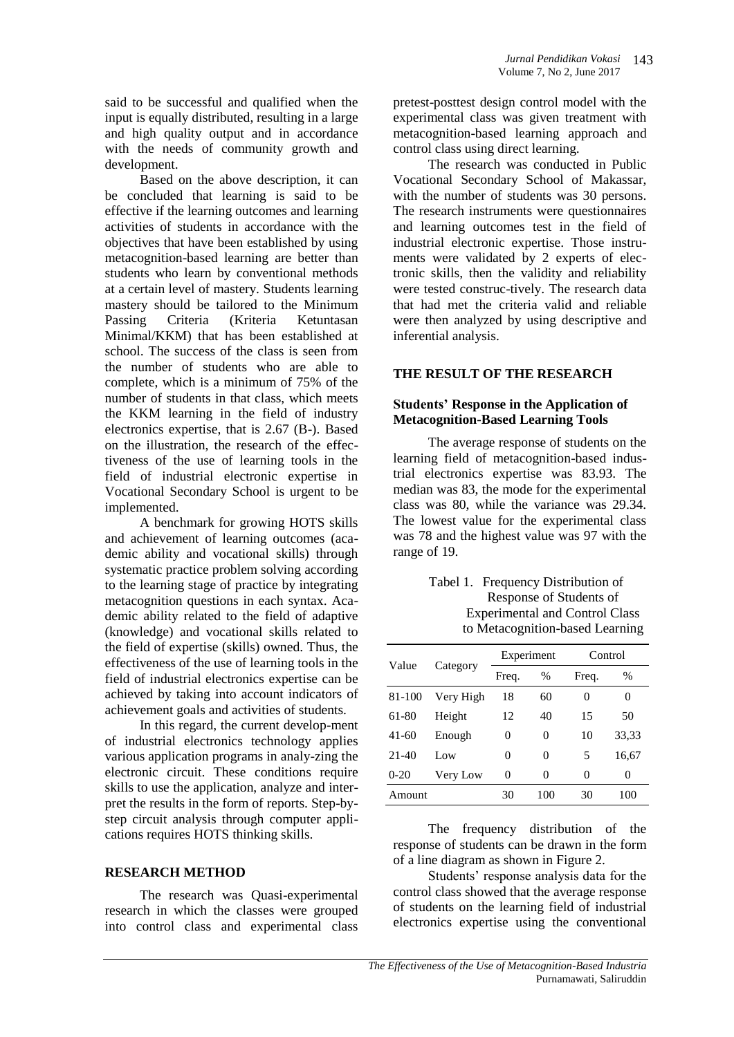said to be successful and qualified when the input is equally distributed, resulting in a large and high quality output and in accordance with the needs of community growth and development.

Based on the above description, it can be concluded that learning is said to be effective if the learning outcomes and learning activities of students in accordance with the objectives that have been established by using metacognition-based learning are better than students who learn by conventional methods at a certain level of mastery. Students learning mastery should be tailored to the Minimum Passing Criteria (Kriteria Ketuntasan Minimal/KKM) that has been established at school. The success of the class is seen from the number of students who are able to complete, which is a minimum of 75% of the number of students in that class, which meets the KKM learning in the field of industry electronics expertise, that is 2.67 (B-). Based on the illustration, the research of the effectiveness of the use of learning tools in the field of industrial electronic expertise in Vocational Secondary School is urgent to be implemented.

A benchmark for growing HOTS skills and achievement of learning outcomes (academic ability and vocational skills) through systematic practice problem solving according to the learning stage of practice by integrating metacognition questions in each syntax. Academic ability related to the field of adaptive (knowledge) and vocational skills related to the field of expertise (skills) owned. Thus, the effectiveness of the use of learning tools in the field of industrial electronics expertise can be achieved by taking into account indicators of achievement goals and activities of students.

In this regard, the current develop-ment of industrial electronics technology applies various application programs in analy-zing the electronic circuit. These conditions require skills to use the application, analyze and interpret the results in the form of reports. Step-by-step circuit analysis through computer applications requires HOTS thinking skills.

## RESEARCH METHOD

The research was Quasi-experimental research in which the classes were grouped into control class and experimental class pretest-posttest design control model with the experimental class was given treatment with metacognition-based learning approach and control class using direct learning.

The research was conducted in Public Vocational Secondary School of Makassar, with the number of students was 30 persons. The research instruments were questionnaires and learning outcomes test in the field of industrial electronic expertise. Those instruments were validated by 2 experts of electronic skills, then the validity and reliability were tested construc-tively. The research data that had met the criteria valid and reliable were then analyzed by using descriptive and inferential analysis.

## THE RESULT OF THE RESEARCH

### Students' Response in the Application of Metacognition-Based Learning Tools

The average response of students on the learning field of metacognition-based industrial electronics expertise was 83.93. The median was 83, the mode for the experimental class was 80, while the variance was 29.34. The lowest value for the experimental class was 78 and the highest value was 97 with the range of 19.

Tabel 1. Frequency Distribution of Response of Students of Experimental and Control Class to Metacognition-based Learning

| Value | Category | Experiment | | Control | |
|---|---|---|---|---|---|
| | | Freq. | % | Freq. | % |
| 81-100 | Very High | 18 | 60 | 0 | 0 |
| 61-80 | Height | 12 | 40 | 15 | 50 |
| 41-60 | Enough | 0 | 0 | 10 | 33,33 |
| 21-40 | Low | 0 | 0 | 5 | 16,67 |
| 0-20 | Very Low | 0 | 0 | 0 | 0 |
| Amount | | 30 | 100 | 30 | 100 |

The frequency distribution of the response of students can be drawn in the form of a line diagram as shown in Figure 2.

Students' response analysis data for the control class showed that the average response of students on the learning field of industrial electronics expertise using the conventional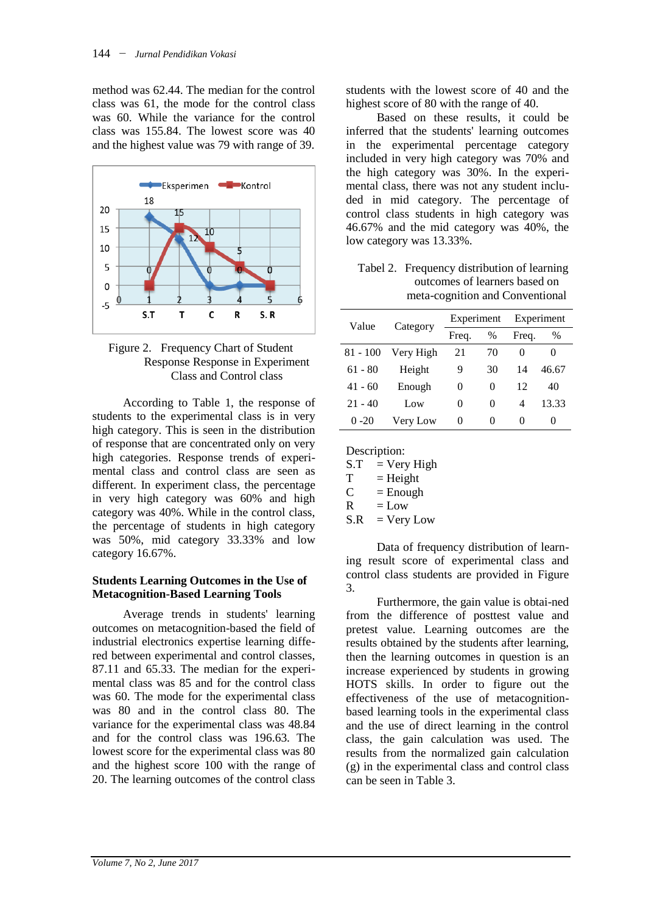method was 62.44. The median for the control class was 61, the mode for the control class was 60. While the variance for the control class was 155.84. The lowest score was 40 and the highest value was 79 with range of 39.

Figure 2. Frequency Chart of Student Response Response in Experiment Class and Control class

According to Table 1, the response of students to the experimental class is in very high category. This is seen in the distribution of response that are concentrated only on very high categories. Response trends of experimental class and control class are seen as different. In experiment class, the percentage in very high category was 60% and high category was 40%. While in the control class, the percentage of students in high category was 50%, mid category 33.33% and low category 16.67%.

**Students Learning Outcomes in the Use of Metacognition-Based Learning Tools**

Average trends in students' learning outcomes on metacognition-based the field of industrial electronics expertise learning differed between experimental and control classes, 87.11 and 65.33. The median for the experimental class was 85 and for the control class was 60. The mode for the experimental class was 80 and in the control class 80. The variance for the experimental class was 48.84 and for the control class was 196.63. The lowest score for the experimental class was 80 and the highest score 100 with the range of 20. The learning outcomes of the control class students with the lowest score of 40 and the highest score of 80 with the range of 40.

Based on these results, it could be inferred that the students' learning outcomes in the experimental percentage category included in very high category was 70% and the high category was 30%. In the experimental class, there was not any student included in mid category. The percentage of control class students in high category was 46.67% and the mid category was 40%, the low category was 13.33%.

Tabel 2. Frequency distribution of learning outcomes of learners based on meta-cognition and Conventional

| Value | Category | Experiment | | Experiment | |
|---|---|---|---|---|---|
| | | Freq. | % | Freq. | % |
| 81 - 100 | Very High | 21 | 70 | 0 | 0 |
| 61 - 80 | Height | 9 | 30 | 14 | 46.67 |
| 41 - 60 | Enough | 0 | 0 | 12 | 40 |
| 21 - 40 | Low | 0 | 0 | 4 | 13.33 |
| 0 -20 | Very Low | 0 | 0 | 0 | 0 |

Description:
S.T = Very High
T = Height
C = Enough
R = Low
S.R = Very Low

Data of frequency distribution of learning result score of experimental class and control class students are provided in Figure 3.

Furthermore, the gain value is obtai-ned from the difference of posttest value and pretest value. Learning outcomes are the results obtained by the students after learning, then the learning outcomes in question is an increase experienced by students in growing HOTS skills. In order to figure out the effectiveness of the use of metacognition-based learning tools in the experimental class and the use of direct learning in the control class, the gain calculation was used. The results from the normalized gain calculation (g) in the experimental class and control class can be seen in Table 3.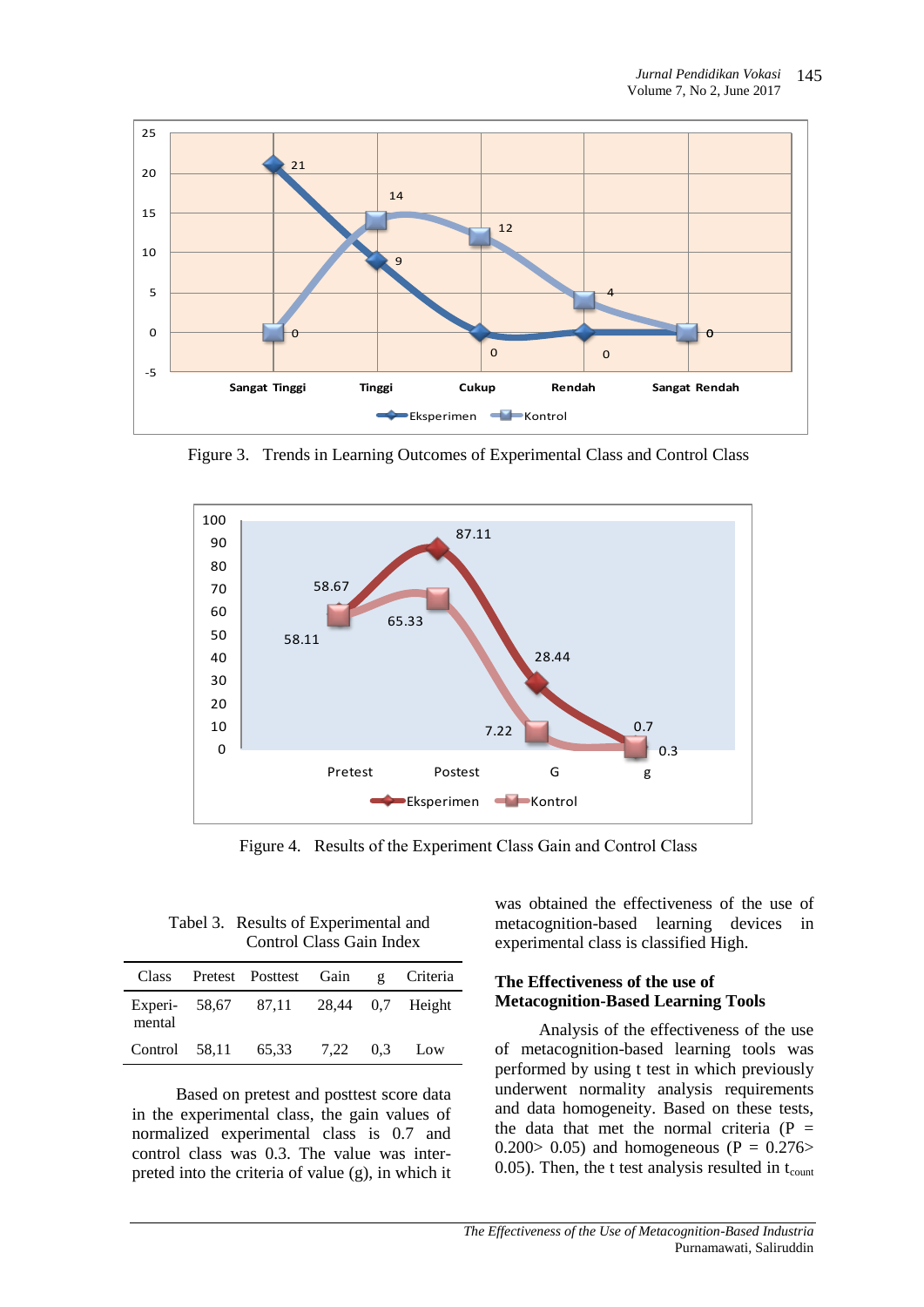Figure 3. Trends in Learning Outcomes of Experimental Class and Control Class

Figure 4. Results of the Experiment Class Gain and Control Class

Tabel 3. Results of Experimental and Control Class Gain Index

| Class | Pretest | Posttest | Gain | g | Criteria |
|---|---|---|---|---|---|
| Experi-mental | 58,67 | 87,11 | 28,44 | 0,7 | Height |
| Control | 58,11 | 65,33 | 7,22 | 0,3 | Low |

Based on pretest and posttest score data in the experimental class, the gain values of normalized experimental class is 0.7 and control class was 0.3. The value was interpreted into the criteria of value (g), in which it was obtained the effectiveness of the use of metacognition-based learning devices in experimental class is classified High.

## The Effectiveness of the use of Metacognition-Based Learning Tools

Analysis of the effectiveness of the use of metacognition-based learning tools was performed by using t test in which previously underwent normality analysis requirements and data homogeneity. Based on these tests, the data that met the normal criteria ($P = 0.200 > 0.05$) and homogeneous ($P = 0.276 > 0.05$). Then, the t test analysis resulted in $t_{count}$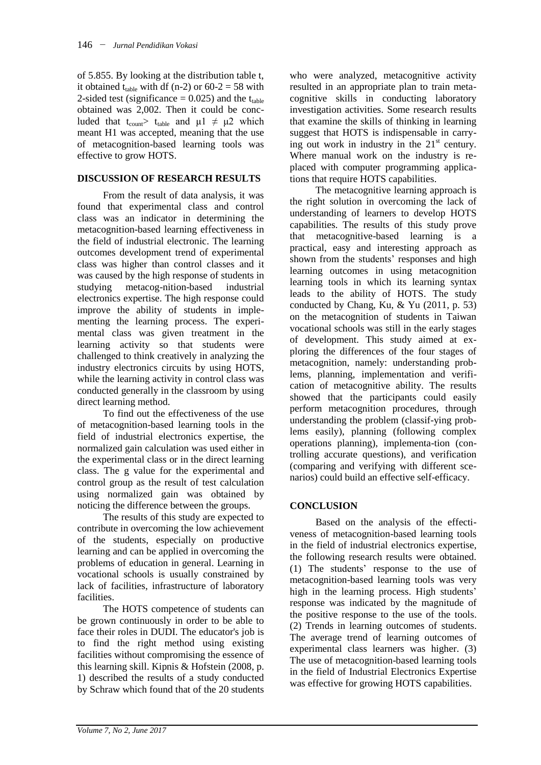of 5.855. By looking at the distribution table t, it obtained $t_{table}$ with df (n-2) or 60-2 = 58 with 2-sided test (significance = 0.025) and the $t_{table}$ obtained was 2,002. Then it could be concluded that $t_{count} > t_{table}$ and $\mu 1 \neq \mu 2$ which meant H1 was accepted, meaning that the use of metacognition-based learning tools was effective to grow HOTS.

## DISCUSSION OF RESEARCH RESULTS

From the result of data analysis, it was found that experimental class and control class was an indicator in determining the metacognition-based learning effectiveness in the field of industrial electronic. The learning outcomes development trend of experimental class was higher than control classes and it was caused by the high response of students in studying metacog-nition-based industrial electronics expertise. The high response could improve the ability of students in implementing the learning process. The experimental class was given treatment in the learning activity so that students were challenged to think creatively in analyzing the industry electronics circuits by using HOTS, while the learning activity in control class was conducted generally in the classroom by using direct learning method.

To find out the effectiveness of the use of metacognition-based learning tools in the field of industrial electronics expertise, the normalized gain calculation was used either in the experimental class or in the direct learning class. The g value for the experimental and control group as the result of test calculation using normalized gain was obtained by noticing the difference between the groups.

The results of this study are expected to contribute in overcoming the low achievement of the students, especially on productive learning and can be applied in overcoming the problems of education in general. Learning in vocational schools is usually constrained by lack of facilities, infrastructure of laboratory facilities.

The HOTS competence of students can be grown continuously in order to be able to face their roles in DUDI. The educator's job is to find the right method using existing facilities without compromising the essence of this learning skill. Kipnis & Hofstein (2008, p. 1) described the results of a study conducted by Schraw which found that of the 20 students who were analyzed, metacognitive activity resulted in an appropriate plan to train metacognitive skills in conducting laboratory investigation activities. Some research results that examine the skills of thinking in learning suggest that HOTS is indispensable in carrying out work in industry in the $21^{st}$ century. Where manual work on the industry is replaced with computer programming applications that require HOTS capabilities.

The metacognitive learning approach is the right solution in overcoming the lack of understanding of learners to develop HOTS capabilities. The results of this study prove that metacognitive-based learning is a practical, easy and interesting approach as shown from the students' responses and high learning outcomes in using metacognition learning tools in which its learning syntax leads to the ability of HOTS. The study conducted by Chang, Ku, & Yu (2011, p. 53) on the metacognition of students in Taiwan vocational schools was still in the early stages of development. This study aimed at exploring the differences of the four stages of metacognition, namely: understanding problems, planning, implementation and verification of metacognitive ability. The results showed that the participants could easily perform metacognition procedures, through understanding the problem (classif-ying problems easily), planning (following complex operations planning), implementa-tion (controlling accurate questions), and verification (comparing and verifying with different scenarios) could build an effective self-efficacy.

## CONCLUSION

Based on the analysis of the effectiveness of metacognition-based learning tools in the field of industrial electronics expertise, the following research results were obtained. (1) The students' response to the use of metacognition-based learning tools was very high in the learning process. High students' response was indicated by the magnitude of the positive response to the use of the tools. (2) Trends in learning outcomes of students. The average trend of learning outcomes of experimental class learners was higher. (3) The use of metacognition-based learning tools in the field of Industrial Electronics Expertise was effective for growing HOTS capabilities.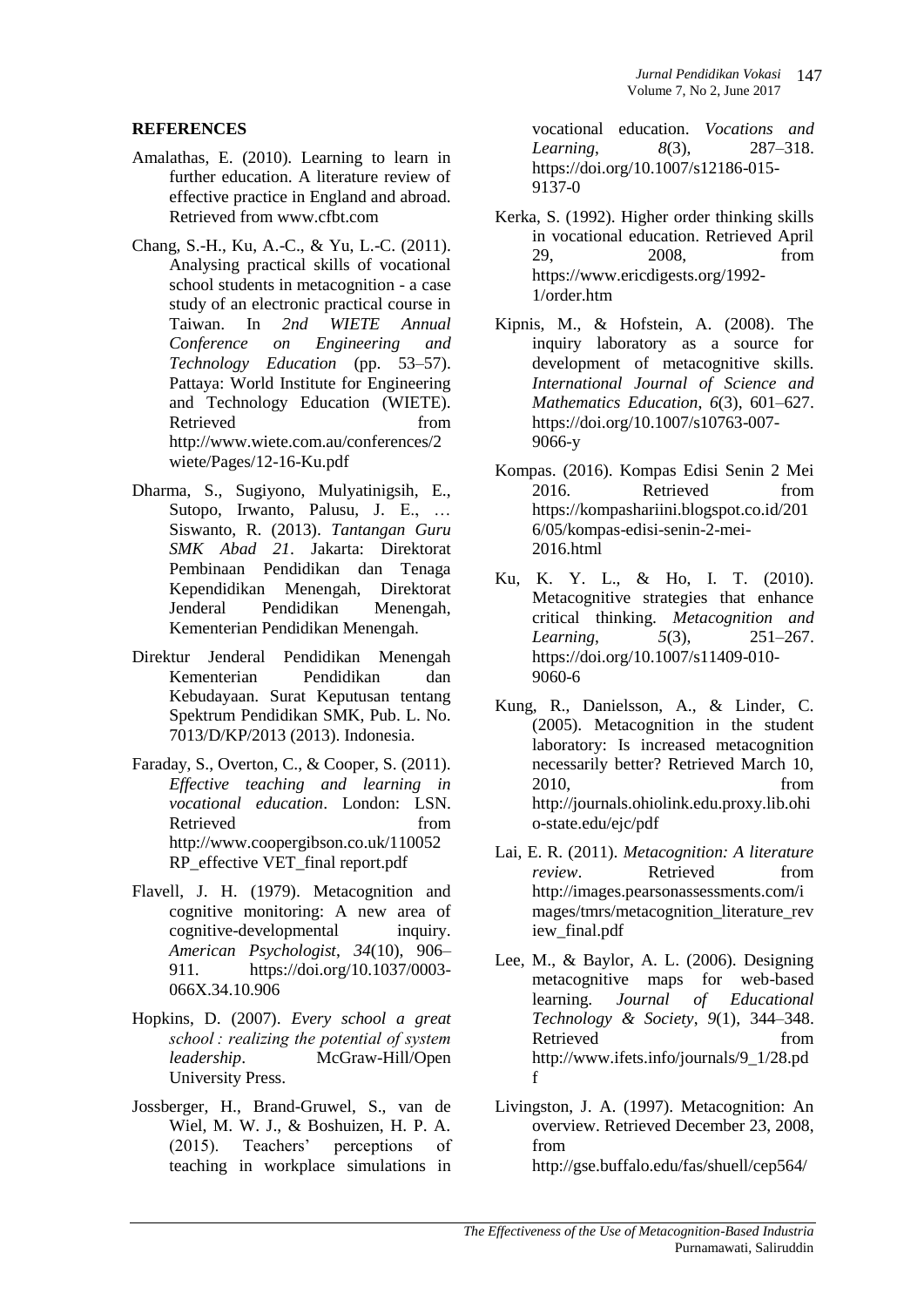## REFERENCES

Amalathas, E. (2010). Learning to learn in further education. A literature review of effective practice in England and abroad. Retrieved from www.cfbt.com

Chang, S.-H., Ku, A.-C., & Yu, L.-C. (2011). Analysing practical skills of vocational school students in metacognition - a case study of an electronic practical course in Taiwan. In *2nd WIETE Annual Conference on Engineering and Technology Education* (pp. 53–57). Pattaya: World Institute for Engineering and Technology Education (WIETE). Retrieved from http://www.wiete.com.au/conferences/2wiete/Pages/12-16-Ku.pdf

Dharma, S., Sugiyono, Mulyatiningsih, E., Sutopo, Irwanto, Palusu, J. E., … Siswanto, R. (2013). *Tantangan Guru SMK Abad 21*. Jakarta: Direktorat Pembinaan Pendidikan dan Tenaga Kependidikan Menengah, Direktorat Jenderal Pendidikan Menengah, Kementerian Pendidikan Menengah.

Direktur Jenderal Pendidikan Menengah Kementerian Pendidikan dan Kebudayaan. Surat Keputusan tentang Spektrum Pendidikan SMK, Pub. L. No. 7013/D/KP/2013 (2013). Indonesia.

Faraday, S., Overton, C., & Cooper, S. (2011). *Effective teaching and learning in vocational education*. London: LSN. Retrieved from http://www.coopergibson.co.uk/110052RP_effective VET_final report.pdf

Flavell, J. H. (1979). Metacognition and cognitive monitoring: A new area of cognitive-developmental inquiry. *American Psychologist*, *34*(10), 906–911. https://doi.org/10.1037/0003-066X.34.10.906

Hopkins, D. (2007). *Every school a great school : realizing the potential of system leadership*. McGraw-Hill/Open University Press.

Jossberger, H., Brand-Gruwel, S., van de Wiel, M. W. J., & Boshuizen, H. P. A. (2015). Teachers' perceptions of teaching in workplace simulations in vocational education. *Vocations and Learning*, *8*(3), 287–318. https://doi.org/10.1007/s12186-015-9137-0

Kerka, S. (1992). Higher order thinking skills in vocational education. Retrieved April 29, 2008, from https://www.ericdigests.org/1992-1/order.htm

Kipnis, M., & Hofstein, A. (2008). The inquiry laboratory as a source for development of metacognitive skills. *International Journal of Science and Mathematics Education*, *6*(3), 601–627. https://doi.org/10.1007/s10763-007-9066-y

Kompas. (2016). Kompas Edisi Senin 2 Mei 2016. Retrieved from https://kompashariini.blogspot.co.id/2016/05/kompas-edisi-senin-2-mei-2016.html

Ku, K. Y. L., & Ho, I. T. (2010). Metacognitive strategies that enhance critical thinking. *Metacognition and Learning*, *5*(3), 251–267. https://doi.org/10.1007/s11409-010-9060-6

Kung, R., Danielsson, A., & Linder, C. (2005). Metacognition in the student laboratory: Is increased metacognition necessarily better? Retrieved March 10, 2010, from http://journals.ohiolink.edu.proxy.lib.ohio-state.edu/ejc/pdf

Lai, E. R. (2011). *Metacognition: A literature review*. Retrieved from http://images.pearsonassessments.com/images/tmrs/metacognition_literature_review_final.pdf

Lee, M., & Baylor, A. L. (2006). Designing metacognitive maps for web-based learning. *Journal of Educational Technology & Society*, *9*(1), 344–348. Retrieved from http://www.ifets.info/journals/9_1/28.pdf

Livingston, J. A. (1997). Metacognition: An overview. Retrieved December 23, 2008, from http://gse.buffalo.edu/fas/shuell/cep564/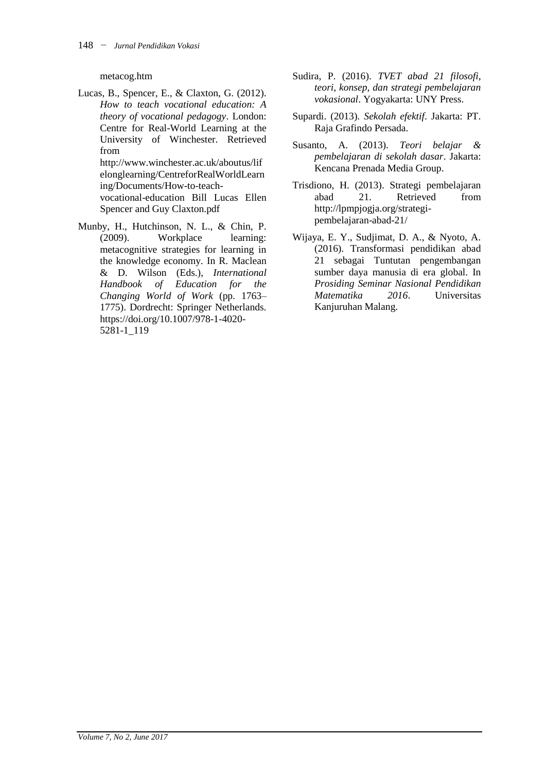metacog.htm

Lucas, B., Spencer, E., & Claxton, G. (2012). *How to teach vocational education: A theory of vocational pedagogy*. London: Centre for Real-World Learning at the University of Winchester. Retrieved from http://www.winchester.ac.uk/aboutus/lifelonglearning/CentreforRealWorldLearning/Documents/How-to-teach-vocational-education Bill Lucas Ellen Spencer and Guy Claxton.pdf

Munby, H., Hutchinson, N. L., & Chin, P. (2009). Workplace learning: metacognitive strategies for learning in the knowledge economy. In R. Maclean & D. Wilson (Eds.), *International Handbook of Education for the Changing World of Work* (pp. 1763–1775). Dordrecht: Springer Netherlands. https://doi.org/10.1007/978-1-4020-5281-1_119

Sudira, P. (2016). *TVET abad 21 filosofi, teori, konsep, dan strategi pembelajaran vokasional*. Yogyakarta: UNY Press.

Supardi. (2013). *Sekolah efektif*. Jakarta: PT. Raja Grafindo Persada.

Susanto, A. (2013). *Teori belajar & pembelajaran di sekolah dasar*. Jakarta: Kencana Prenada Media Group.

Trisdiono, H. (2013). Strategi pembelajaran abad 21. Retrieved from http://lpmpjogja.org/strategi-pembelajaran-abad-21/

Wijaya, E. Y., Sudjimat, D. A., & Nyoto, A. (2016). Transformasi pendidikan abad 21 sebagai Tuntutan pengembangan sumber daya manusia di era global. In *Prosiding Seminar Nasional Pendidikan Matematika 2016*. Universitas Kanjuruhan Malang.